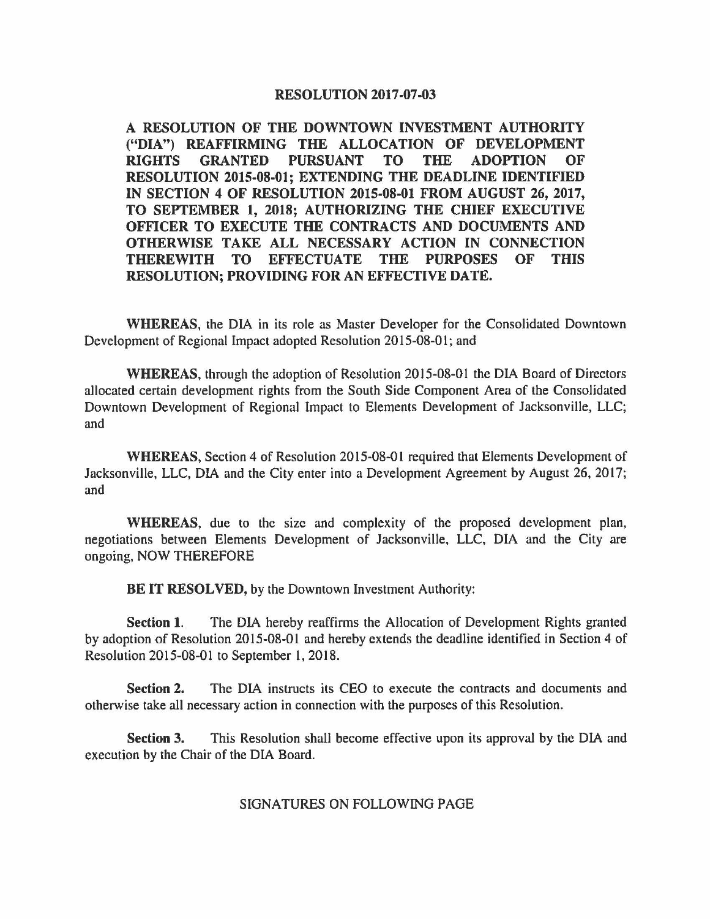# RESOLUTION 2017-07-03

**A RESOLUTION OF THE DOWNTOWN INVESTMENT AUTHORITY ("DIA") REAFFIRMING THE ALLOCATION OF DEVELOPMENT RIGHTS GRANTED PURSUANT TO THE ADOPTION OF RESOLUTION 2015-08-01; EXTENDING THE DEADLINE IDENTIFIED IN SECTION 4 OF RESOLUTION 2015-08-01 FROM AUGUST 26, 2017, TO SEPTEMBER 1, 2018; AUTHORIZING THE CHIEF EXECUTIVE OFFICER TO EXECUTE THE CONTRACTS AND DOCUMENTS AND OTHERWISE TAKE ALL NECESSARY ACTION IN CONNECTION THEREWITH TO EFFECTUATE THE PURPOSES OF THIS RESOLUTION; PROVIDING FOR AN EFFECTIVE DATE.**

**WHEREAS**, the DIA in its role as Master Developer for the Consolidated Downtown Development of Regional Impact adopted Resolution 2015-08-01; and

**WHEREAS**, through the adoption of Resolution 2015-08-01 the DIA Board of Directors allocated certain development rights from the South Side Component Area of the Consolidated Downtown Development of Regional Impact to Elements Development of Jacksonville, LLC; and

**WHEREAS**, Section 4 of Resolution 2015-08-01 required that Elements Development of Jacksonville, LLC, DIA and the City enter into a Development Agreement by August 26, 2017; and

**WHEREAS**, due to the size and complexity of the proposed development plan, negotiations between Elements Development of Jacksonville, LLC, DIA and the City are ongoing, NOW THEREFORE

**BE IT RESOLVED,** by the Downtown Investment Authority:

**Section 1.** The DIA hereby reaffirms the Allocation of Development Rights granted by adoption of Resolution 2015-08-01 and hereby extends the deadline identified in Section 4 of Resolution 2015-08-01 to September 1, 2018.

**Section 2.** The DIA instructs its CEO to execute the contracts and documents and otherwise take all necessary action in connection with the purposes of this Resolution.

**Section 3.** This Resolution shall become effective upon its approval by the DIA and execution by the Chair of the DIA Board.

SIGNATURES ON FOLLOWING PAGE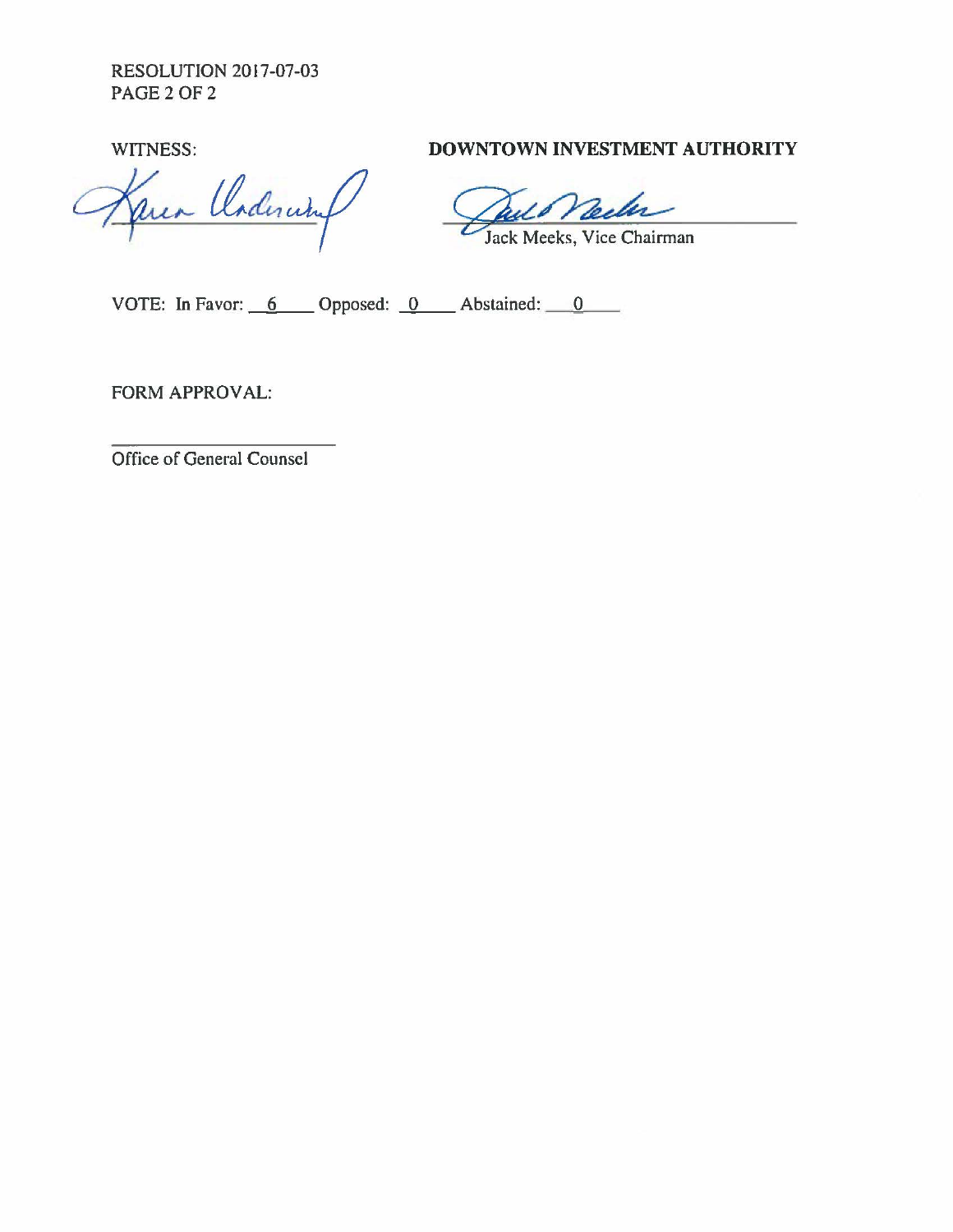WITNESS:

DOWNTOWN INVESTMENT AUTHORITY

Jack Meeks, Vice Chairman

VOTE: In Favor: 6 Opposed: 0 Abstained: 0

FORM APPROVAL:

Office of General Counsel